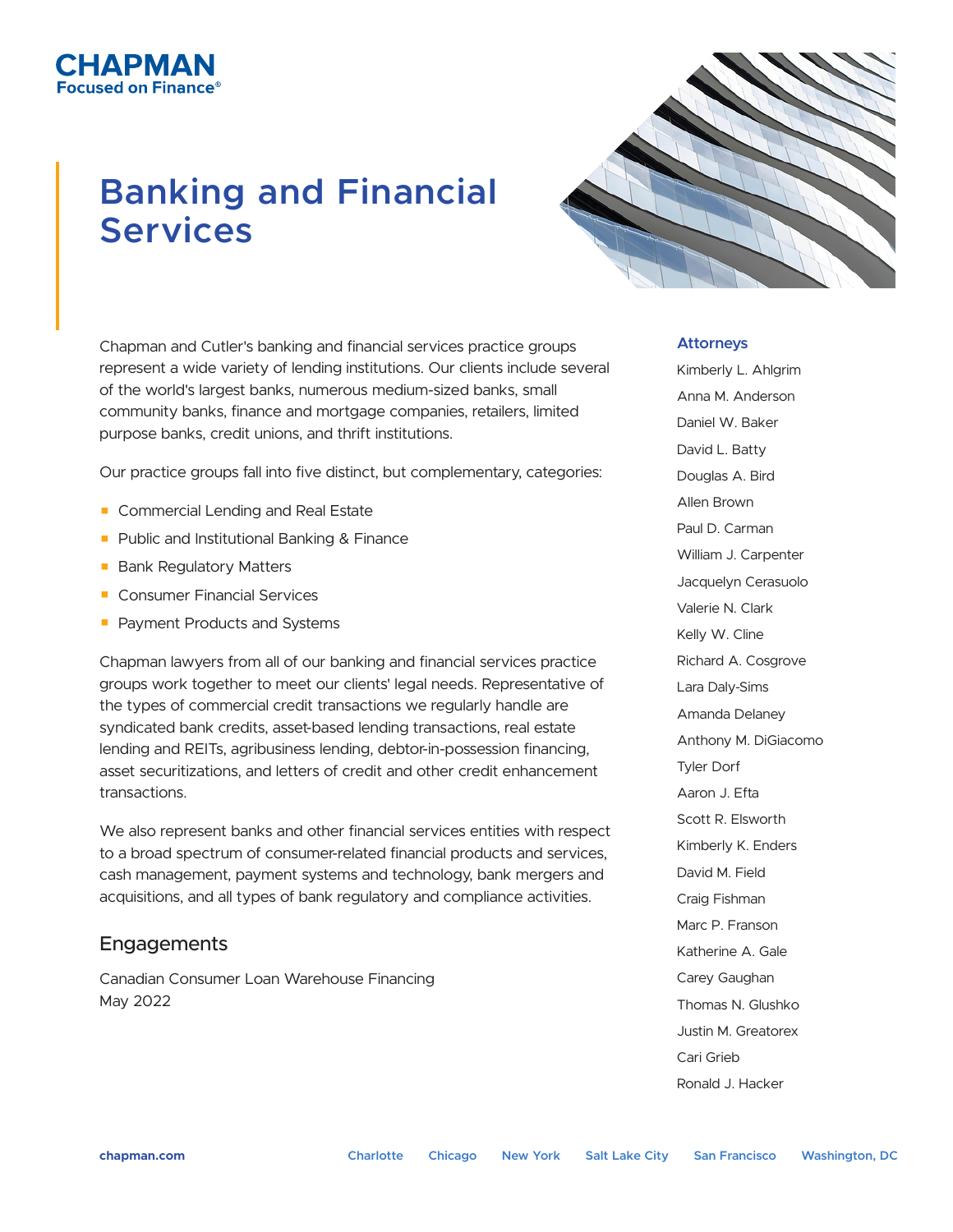CHAPMAN
Focused on Finance®

# Banking and Financial Services

Chapman and Cutler's banking and financial services practice groups represent a wide variety of lending institutions. Our clients include several of the world's largest banks, numerous medium-sized banks, small community banks, finance and mortgage companies, retailers, limited purpose banks, credit unions, and thrift institutions.

Our practice groups fall into five distinct, but complementary, categories:

- Commercial Lending and Real Estate
- Public and Institutional Banking & Finance
- Bank Regulatory Matters
- Consumer Financial Services
- Payment Products and Systems

Chapman lawyers from all of our banking and financial services practice groups work together to meet our clients' legal needs. Representative of the types of commercial credit transactions we regularly handle are syndicated bank credits, asset-based lending transactions, real estate lending and REITs, agribusiness lending, debtor-in-possession financing, asset securitizations, and letters of credit and other credit enhancement transactions.

We also represent banks and other financial services entities with respect to a broad spectrum of consumer-related financial products and services, cash management, payment systems and technology, bank mergers and acquisitions, and all types of bank regulatory and compliance activities.

## Engagements

Canadian Consumer Loan Warehouse Financing
May 2022

### Attorneys

Kimberly L. Ahlgrim
Anna M. Anderson
Daniel W. Baker
David L. Batty
Douglas A. Bird
Allen Brown
Paul D. Carman
William J. Carpenter
Jacquelyn Cerasuolo
Valerie N. Clark
Kelly W. Cline
Richard A. Cosgrove
Lara Daly-Sims
Amanda Delaney
Anthony M. DiGiacomo
Tyler Dorf
Aaron J. Efta
Scott R. Elsworth
Kimberly K. Enders
David M. Field
Craig Fishman
Marc P. Franson
Katherine A. Gale
Carey Gaughan
Thomas N. Glushko
Justin M. Greatorex
Cari Grieb
Ronald J. Hacker

chapman.com

Charlotte Chicago New York Salt Lake City San Francisco Washington, DC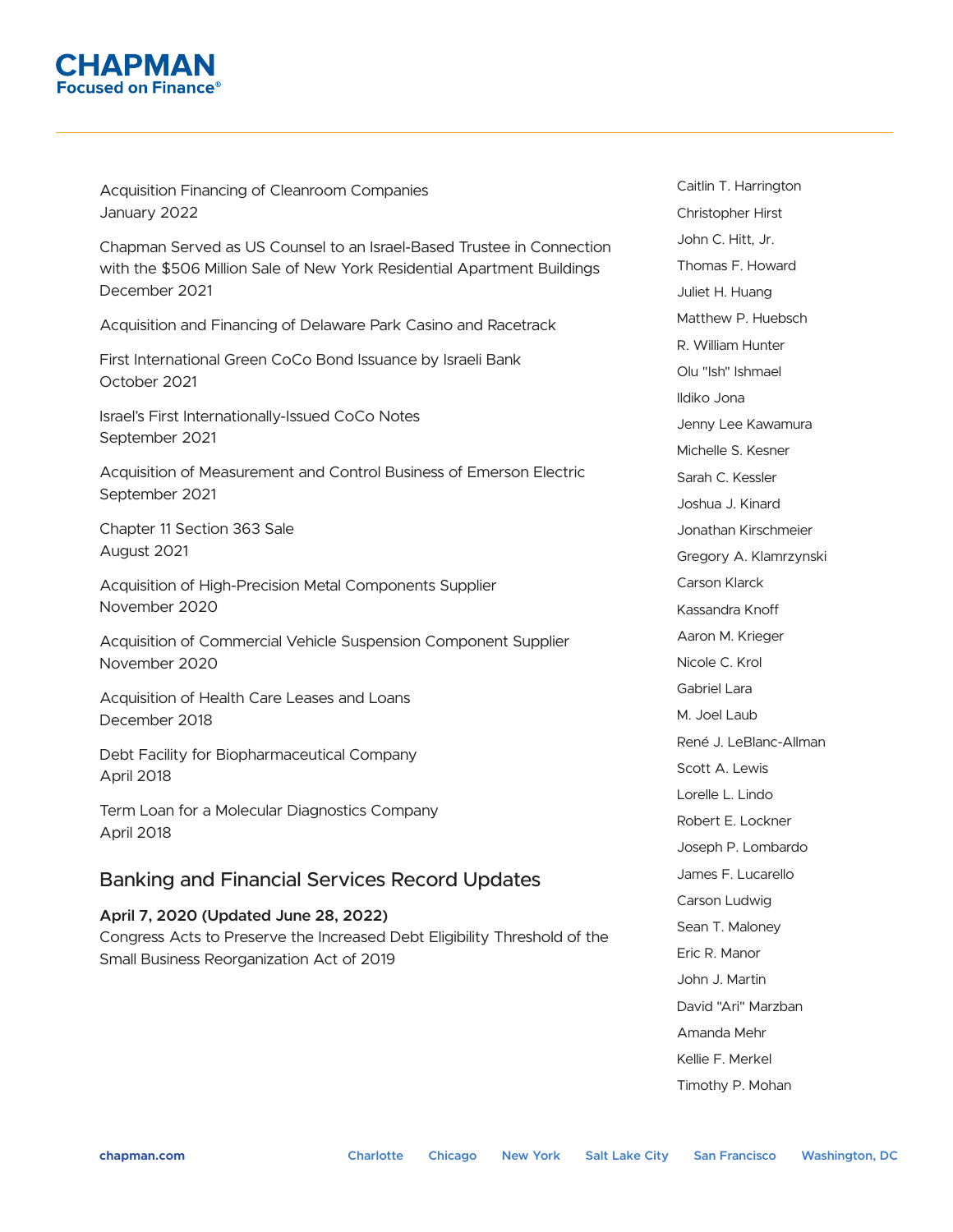Acquisition Financing of Cleanroom Companies
January 2022

Chapman Served as US Counsel to an Israel-Based Trustee in Connection with the $506 Million Sale of New York Residential Apartment Buildings
December 2021

Acquisition and Financing of Delaware Park Casino and Racetrack

First International Green CoCo Bond Issuance by Israeli Bank
October 2021

Israel's First Internationally-Issued CoCo Notes
September 2021

Acquisition of Measurement and Control Business of Emerson Electric
September 2021

Chapter 11 Section 363 Sale
August 2021

Acquisition of High-Precision Metal Components Supplier
November 2020

Acquisition of Commercial Vehicle Suspension Component Supplier
November 2020

Acquisition of Health Care Leases and Loans
December 2018

Debt Facility for Biopharmaceutical Company
April 2018

Term Loan for a Molecular Diagnostics Company
April 2018

## Banking and Financial Services Record Updates

**April 7, 2020 (Updated June 28, 2022)**
Congress Acts to Preserve the Increased Debt Eligibility Threshold of the Small Business Reorganization Act of 2019

Caitlin T. Harrington
Christopher Hirst
John C. Hitt, Jr.
Thomas F. Howard
Juliet H. Huang
Matthew P. Huebsch
R. William Hunter
Olu "Ish" Ishmael
Ildiko Jona
Jenny Lee Kawamura
Michelle S. Kesner
Sarah C. Kessler
Joshua J. Kinard
Jonathan Kirschmeier
Gregory A. Klamrzynski
Carson Klarck
Kassandra Knoff
Aaron M. Krieger
Nicole C. Krol
Gabriel Lara
M. Joel Laub
René J. LeBlanc-Allman
Scott A. Lewis
Lorelle L. Lindo
Robert E. Lockner
Joseph P. Lombardo
James F. Lucarello
Carson Ludwig
Sean T. Maloney
Eric R. Manor
John J. Martin
David "Ari" Marzban
Amanda Mehr
Kellie F. Merkel
Timothy P. Mohan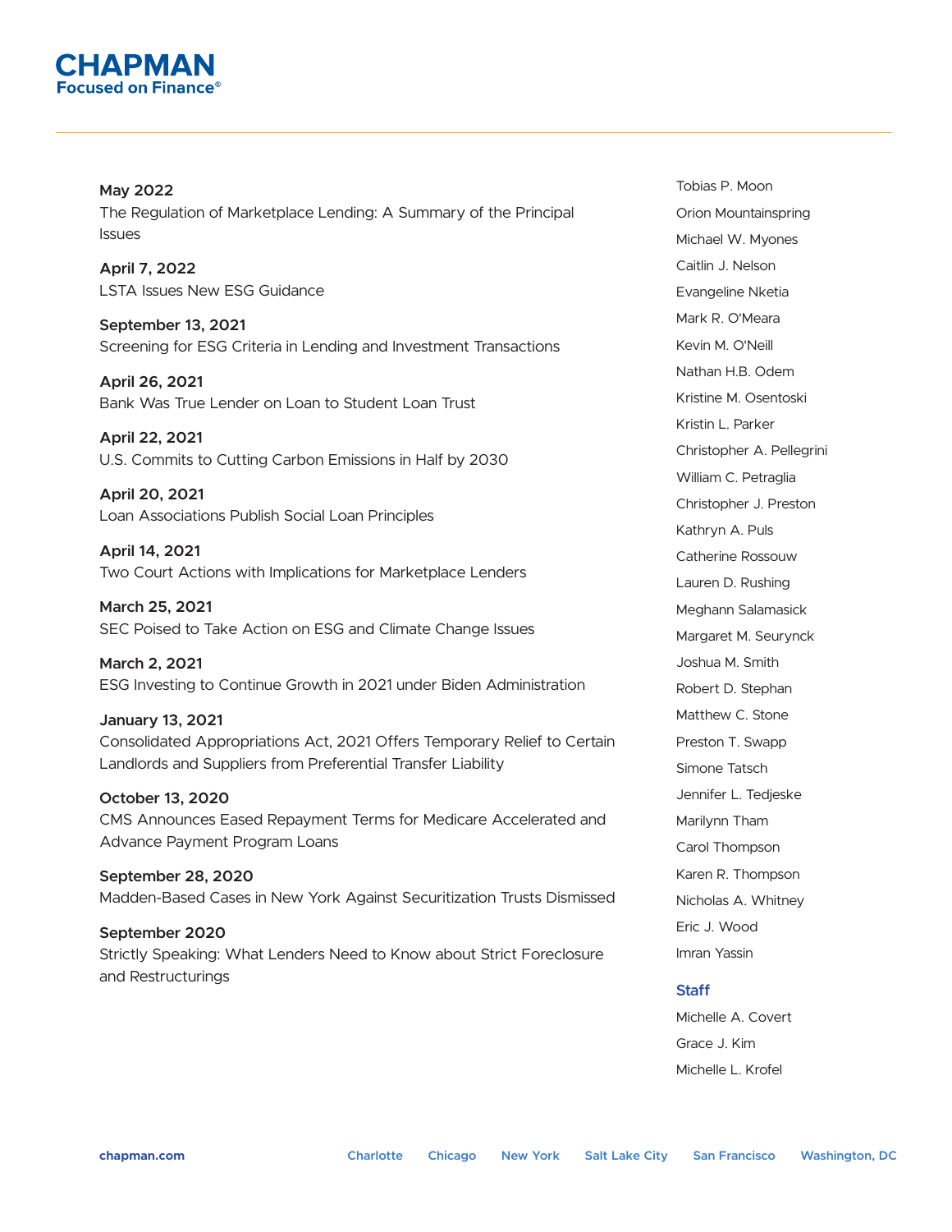**May 2022**
The Regulation of Marketplace Lending: A Summary of the Principal Issues

**April 7, 2022**
LSTA Issues New ESG Guidance

**September 13, 2021**
Screening for ESG Criteria in Lending and Investment Transactions

**April 26, 2021**
Bank Was True Lender on Loan to Student Loan Trust

**April 22, 2021**
U.S. Commits to Cutting Carbon Emissions in Half by 2030

**April 20, 2021**
Loan Associations Publish Social Loan Principles

**April 14, 2021**
Two Court Actions with Implications for Marketplace Lenders

**March 25, 2021**
SEC Poised to Take Action on ESG and Climate Change Issues

**March 2, 2021**
ESG Investing to Continue Growth in 2021 under Biden Administration

**January 13, 2021**
Consolidated Appropriations Act, 2021 Offers Temporary Relief to Certain Landlords and Suppliers from Preferential Transfer Liability

**October 13, 2020**
CMS Announces Eased Repayment Terms for Medicare Accelerated and Advance Payment Program Loans

**September 28, 2020**
Madden-Based Cases in New York Against Securitization Trusts Dismissed

**September 2020**
Strictly Speaking: What Lenders Need to Know about Strict Foreclosure and Restructurings

Tobias P. Moon
Orion Mountainspring
Michael W. Myones
Caitlin J. Nelson
Evangeline Nketia
Mark R. O'Meara
Kevin M. O'Neill
Nathan H.B. Odem
Kristine M. Osentoski
Kristin L. Parker
Christopher A. Pellegrini
William C. Petraglia
Christopher J. Preston
Kathryn A. Puls
Catherine Rossouw
Lauren D. Rushing
Meghann Salamasick
Margaret M. Seurynck
Joshua M. Smith
Robert D. Stephan
Matthew C. Stone
Preston T. Swapp
Simone Tatsch
Jennifer L. Tedjeske
Marilynn Tham
Carol Thompson
Karen R. Thompson
Nicholas A. Whitney
Eric J. Wood
Imran Yassin

### Staff

Michelle A. Covert
Grace J. Kim
Michelle L. Krofel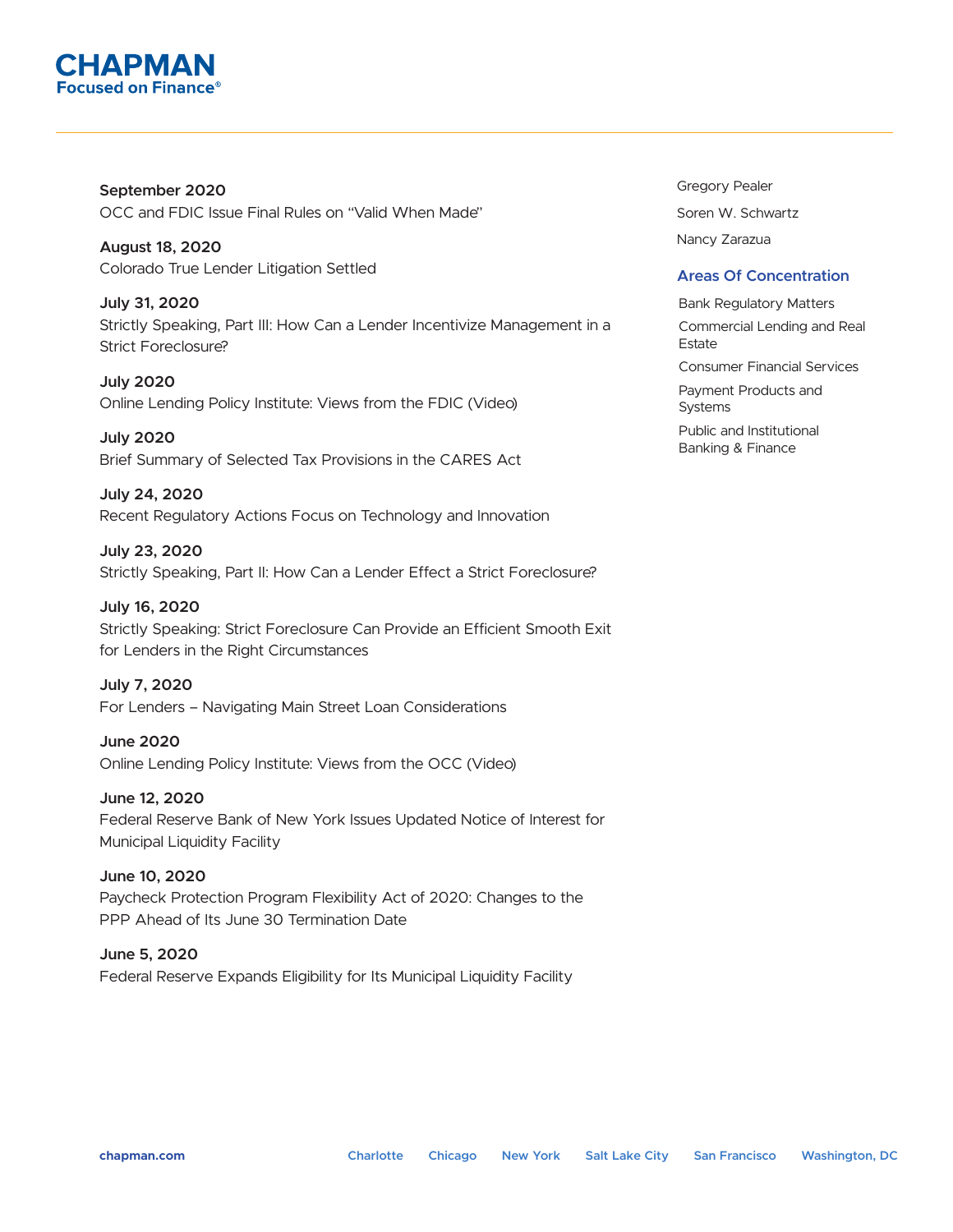**September 2020**
OCC and FDIC Issue Final Rules on "Valid When Made"

**August 18, 2020**
Colorado True Lender Litigation Settled

**July 31, 2020**
Strictly Speaking, Part III: How Can a Lender Incentivize Management in a Strict Foreclosure?

**July 2020**
Online Lending Policy Institute: Views from the FDIC (Video)

**July 2020**
Brief Summary of Selected Tax Provisions in the CARES Act

**July 24, 2020**
Recent Regulatory Actions Focus on Technology and Innovation

**July 23, 2020**
Strictly Speaking, Part II: How Can a Lender Effect a Strict Foreclosure?

**July 16, 2020**
Strictly Speaking: Strict Foreclosure Can Provide an Efficient Smooth Exit for Lenders in the Right Circumstances

**July 7, 2020**
For Lenders – Navigating Main Street Loan Considerations

**June 2020**
Online Lending Policy Institute: Views from the OCC (Video)

**June 12, 2020**
Federal Reserve Bank of New York Issues Updated Notice of Interest for Municipal Liquidity Facility

**June 10, 2020**
Paycheck Protection Program Flexibility Act of 2020: Changes to the PPP Ahead of Its June 30 Termination Date

**June 5, 2020**
Federal Reserve Expands Eligibility for Its Municipal Liquidity Facility

Gregory Pealer

Soren W. Schwartz

Nancy Zarazua

## Areas Of Concentration

Bank Regulatory Matters

Commercial Lending and Real Estate

Consumer Financial Services

Payment Products and Systems

Public and Institutional Banking & Finance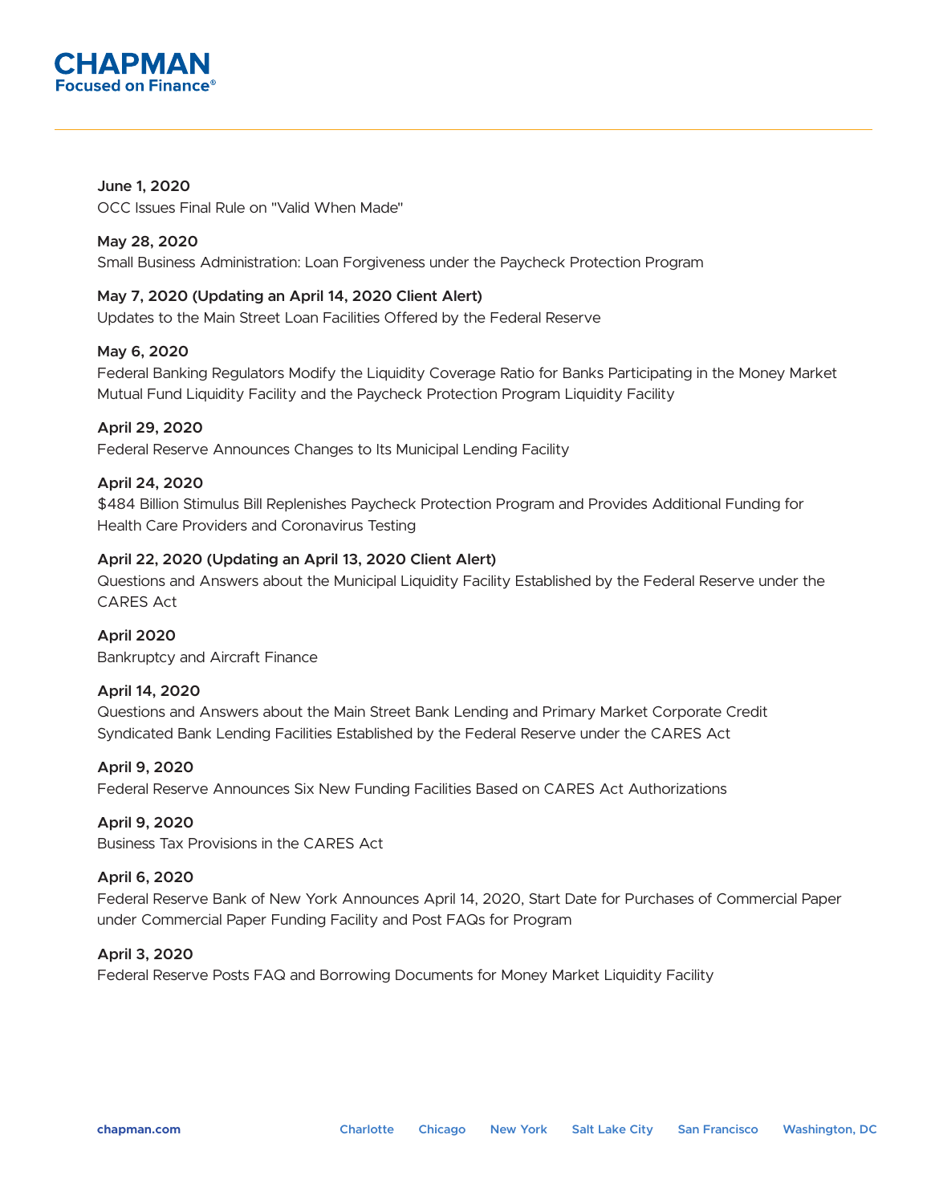**June 1, 2020**
OCC Issues Final Rule on "Valid When Made"

**May 28, 2020**
Small Business Administration: Loan Forgiveness under the Paycheck Protection Program

**May 7, 2020 (Updating an April 14, 2020 Client Alert)**
Updates to the Main Street Loan Facilities Offered by the Federal Reserve

**May 6, 2020**
Federal Banking Regulators Modify the Liquidity Coverage Ratio for Banks Participating in the Money Market Mutual Fund Liquidity Facility and the Paycheck Protection Program Liquidity Facility

**April 29, 2020**
Federal Reserve Announces Changes to Its Municipal Lending Facility

**April 24, 2020**
$484 Billion Stimulus Bill Replenishes Paycheck Protection Program and Provides Additional Funding for Health Care Providers and Coronavirus Testing

**April 22, 2020 (Updating an April 13, 2020 Client Alert)**
Questions and Answers about the Municipal Liquidity Facility Established by the Federal Reserve under the CARES Act

**April 2020**
Bankruptcy and Aircraft Finance

**April 14, 2020**
Questions and Answers about the Main Street Bank Lending and Primary Market Corporate Credit Syndicated Bank Lending Facilities Established by the Federal Reserve under the CARES Act

**April 9, 2020**
Federal Reserve Announces Six New Funding Facilities Based on CARES Act Authorizations

**April 9, 2020**
Business Tax Provisions in the CARES Act

**April 6, 2020**
Federal Reserve Bank of New York Announces April 14, 2020, Start Date for Purchases of Commercial Paper under Commercial Paper Funding Facility and Post FAQs for Program

**April 3, 2020**
Federal Reserve Posts FAQ and Borrowing Documents for Money Market Liquidity Facility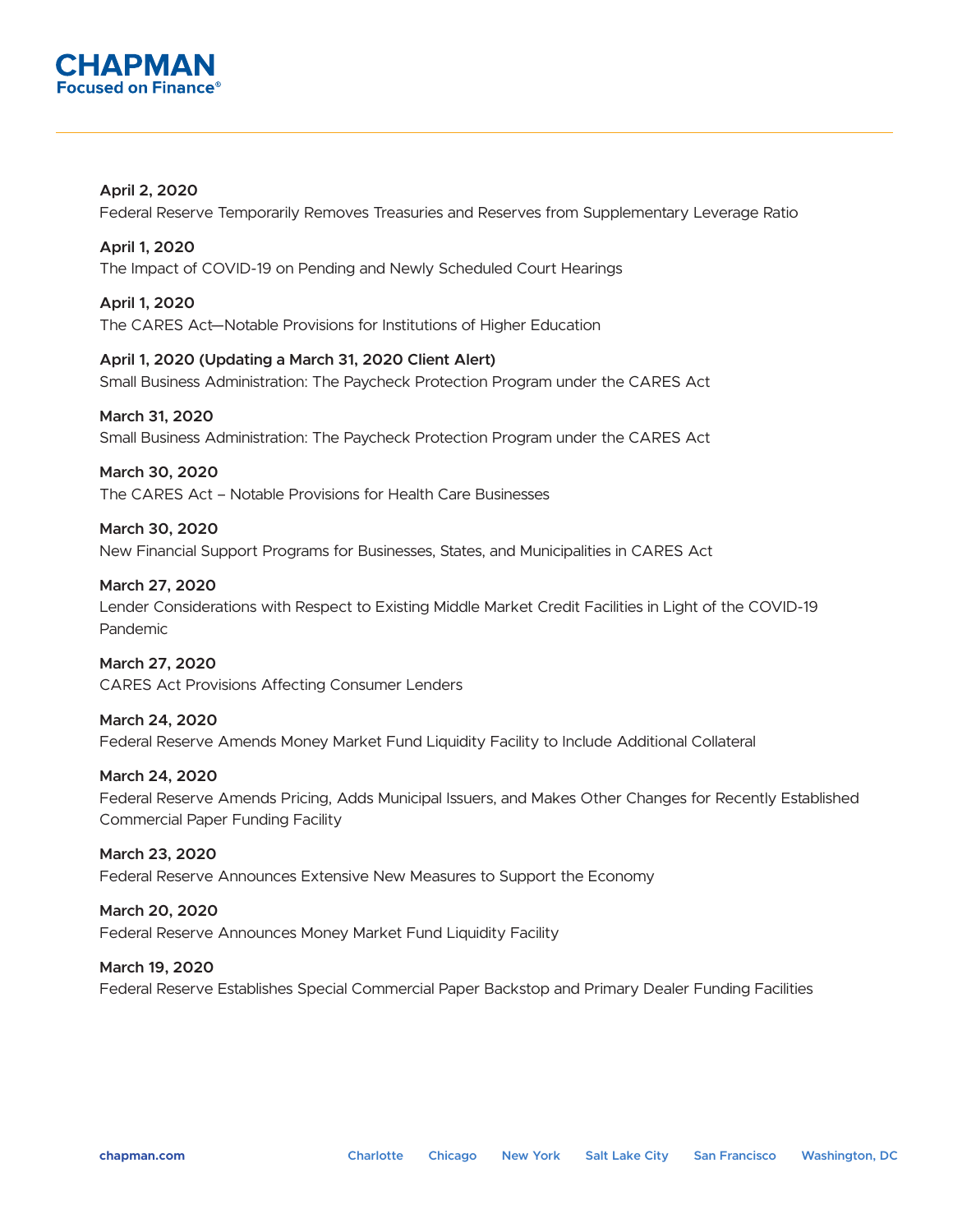**April 2, 2020**
Federal Reserve Temporarily Removes Treasuries and Reserves from Supplementary Leverage Ratio

**April 1, 2020**
The Impact of COVID-19 on Pending and Newly Scheduled Court Hearings

**April 1, 2020**
The CARES Act—Notable Provisions for Institutions of Higher Education

**April 1, 2020 (Updating a March 31, 2020 Client Alert)**
Small Business Administration: The Paycheck Protection Program under the CARES Act

**March 31, 2020**
Small Business Administration: The Paycheck Protection Program under the CARES Act

**March 30, 2020**
The CARES Act – Notable Provisions for Health Care Businesses

**March 30, 2020**
New Financial Support Programs for Businesses, States, and Municipalities in CARES Act

**March 27, 2020**
Lender Considerations with Respect to Existing Middle Market Credit Facilities in Light of the COVID-19 Pandemic

**March 27, 2020**
CARES Act Provisions Affecting Consumer Lenders

**March 24, 2020**
Federal Reserve Amends Money Market Fund Liquidity Facility to Include Additional Collateral

**March 24, 2020**
Federal Reserve Amends Pricing, Adds Municipal Issuers, and Makes Other Changes for Recently Established Commercial Paper Funding Facility

**March 23, 2020**
Federal Reserve Announces Extensive New Measures to Support the Economy

**March 20, 2020**
Federal Reserve Announces Money Market Fund Liquidity Facility

**March 19, 2020**
Federal Reserve Establishes Special Commercial Paper Backstop and Primary Dealer Funding Facilities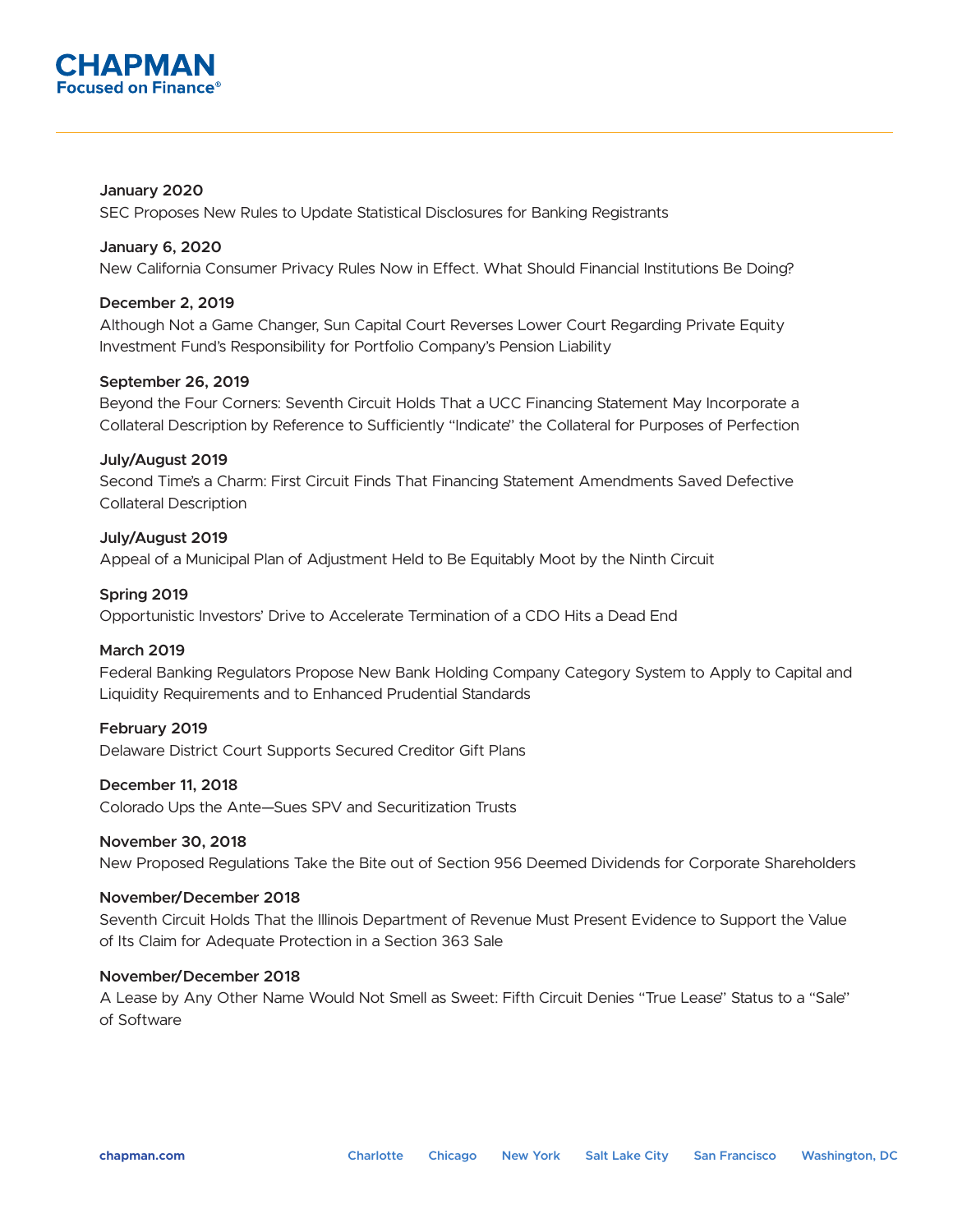**January 2020**
SEC Proposes New Rules to Update Statistical Disclosures for Banking Registrants

**January 6, 2020**
New California Consumer Privacy Rules Now in Effect. What Should Financial Institutions Be Doing?

**December 2, 2019**
Although Not a Game Changer, Sun Capital Court Reverses Lower Court Regarding Private Equity Investment Fund's Responsibility for Portfolio Company's Pension Liability

**September 26, 2019**
Beyond the Four Corners: Seventh Circuit Holds That a UCC Financing Statement May Incorporate a Collateral Description by Reference to Sufficiently "Indicate" the Collateral for Purposes of Perfection

**July/August 2019**
Second Time's a Charm: First Circuit Finds That Financing Statement Amendments Saved Defective Collateral Description

**July/August 2019**
Appeal of a Municipal Plan of Adjustment Held to Be Equitably Moot by the Ninth Circuit

**Spring 2019**
Opportunistic Investors' Drive to Accelerate Termination of a CDO Hits a Dead End

**March 2019**
Federal Banking Regulators Propose New Bank Holding Company Category System to Apply to Capital and Liquidity Requirements and to Enhanced Prudential Standards

**February 2019**
Delaware District Court Supports Secured Creditor Gift Plans

**December 11, 2018**
Colorado Ups the Ante—Sues SPV and Securitization Trusts

**November 30, 2018**
New Proposed Regulations Take the Bite out of Section 956 Deemed Dividends for Corporate Shareholders

**November/December 2018**
Seventh Circuit Holds That the Illinois Department of Revenue Must Present Evidence to Support the Value of Its Claim for Adequate Protection in a Section 363 Sale

**November/December 2018**
A Lease by Any Other Name Would Not Smell as Sweet: Fifth Circuit Denies "True Lease" Status to a "Sale" of Software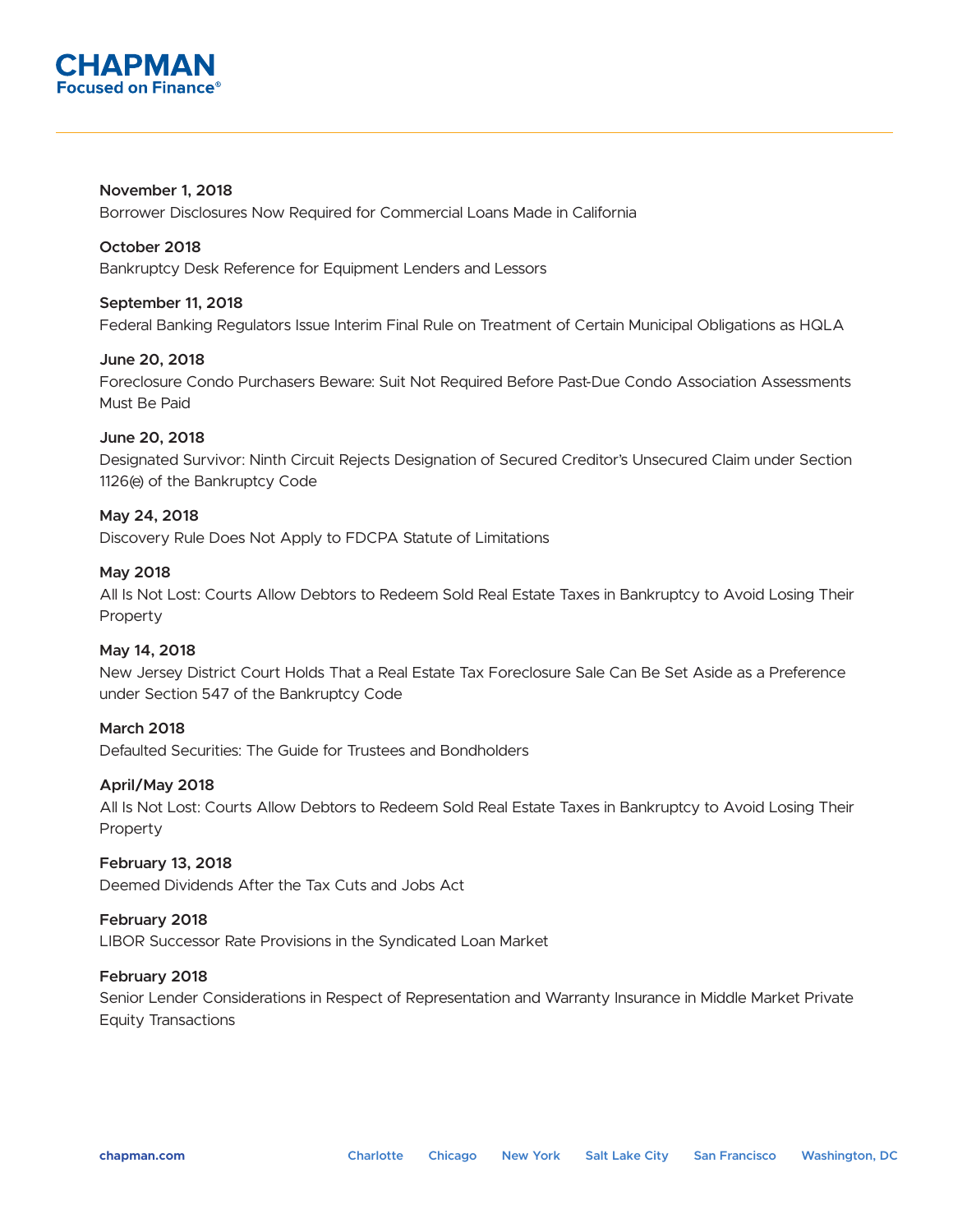**November 1, 2018**
Borrower Disclosures Now Required for Commercial Loans Made in California

**October 2018**
Bankruptcy Desk Reference for Equipment Lenders and Lessors

**September 11, 2018**
Federal Banking Regulators Issue Interim Final Rule on Treatment of Certain Municipal Obligations as HQLA

**June 20, 2018**
Foreclosure Condo Purchasers Beware: Suit Not Required Before Past-Due Condo Association Assessments Must Be Paid

**June 20, 2018**
Designated Survivor: Ninth Circuit Rejects Designation of Secured Creditor's Unsecured Claim under Section 1126(e) of the Bankruptcy Code

**May 24, 2018**
Discovery Rule Does Not Apply to FDCPA Statute of Limitations

**May 2018**
All Is Not Lost: Courts Allow Debtors to Redeem Sold Real Estate Taxes in Bankruptcy to Avoid Losing Their Property

**May 14, 2018**
New Jersey District Court Holds That a Real Estate Tax Foreclosure Sale Can Be Set Aside as a Preference under Section 547 of the Bankruptcy Code

**March 2018**
Defaulted Securities: The Guide for Trustees and Bondholders

**April/May 2018**
All Is Not Lost: Courts Allow Debtors to Redeem Sold Real Estate Taxes in Bankruptcy to Avoid Losing Their Property

**February 13, 2018**
Deemed Dividends After the Tax Cuts and Jobs Act

**February 2018**
LIBOR Successor Rate Provisions in the Syndicated Loan Market

**February 2018**
Senior Lender Considerations in Respect of Representation and Warranty Insurance in Middle Market Private Equity Transactions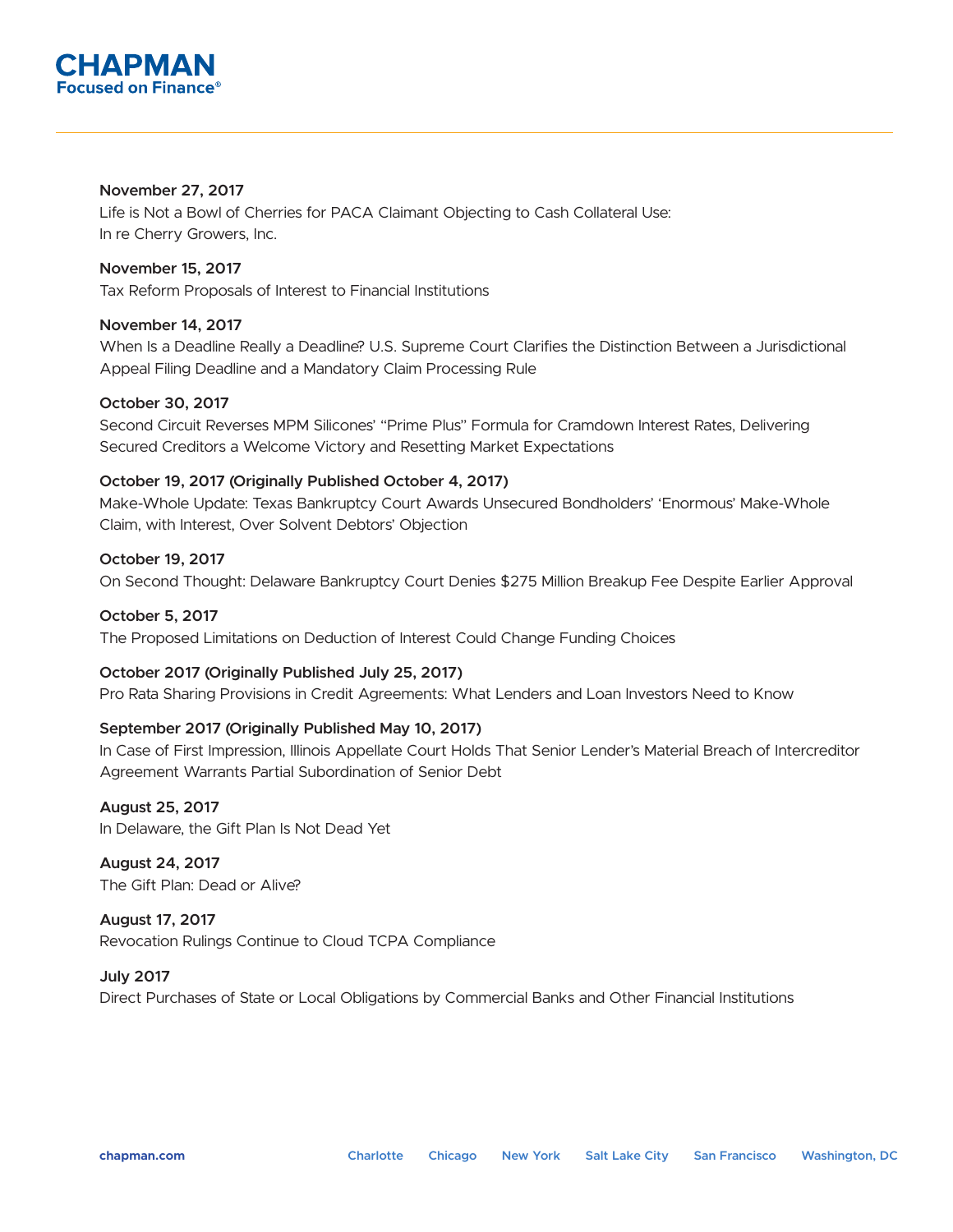**November 27, 2017**
Life is Not a Bowl of Cherries for PACA Claimant Objecting to Cash Collateral Use:
In re Cherry Growers, Inc.

**November 15, 2017**
Tax Reform Proposals of Interest to Financial Institutions

**November 14, 2017**
When Is a Deadline Really a Deadline? U.S. Supreme Court Clarifies the Distinction Between a Jurisdictional Appeal Filing Deadline and a Mandatory Claim Processing Rule

**October 30, 2017**
Second Circuit Reverses MPM Silicones' "Prime Plus" Formula for Cramdown Interest Rates, Delivering Secured Creditors a Welcome Victory and Resetting Market Expectations

**October 19, 2017 (Originally Published October 4, 2017)**
Make-Whole Update: Texas Bankruptcy Court Awards Unsecured Bondholders' 'Enormous' Make-Whole Claim, with Interest, Over Solvent Debtors' Objection

**October 19, 2017**
On Second Thought: Delaware Bankruptcy Court Denies $275 Million Breakup Fee Despite Earlier Approval

**October 5, 2017**
The Proposed Limitations on Deduction of Interest Could Change Funding Choices

**October 2017 (Originally Published July 25, 2017)**
Pro Rata Sharing Provisions in Credit Agreements: What Lenders and Loan Investors Need to Know

**September 2017 (Originally Published May 10, 2017)**
In Case of First Impression, Illinois Appellate Court Holds That Senior Lender's Material Breach of Intercreditor Agreement Warrants Partial Subordination of Senior Debt

**August 25, 2017**
In Delaware, the Gift Plan Is Not Dead Yet

**August 24, 2017**
The Gift Plan: Dead or Alive?

**August 17, 2017**
Revocation Rulings Continue to Cloud TCPA Compliance

**July 2017**
Direct Purchases of State or Local Obligations by Commercial Banks and Other Financial Institutions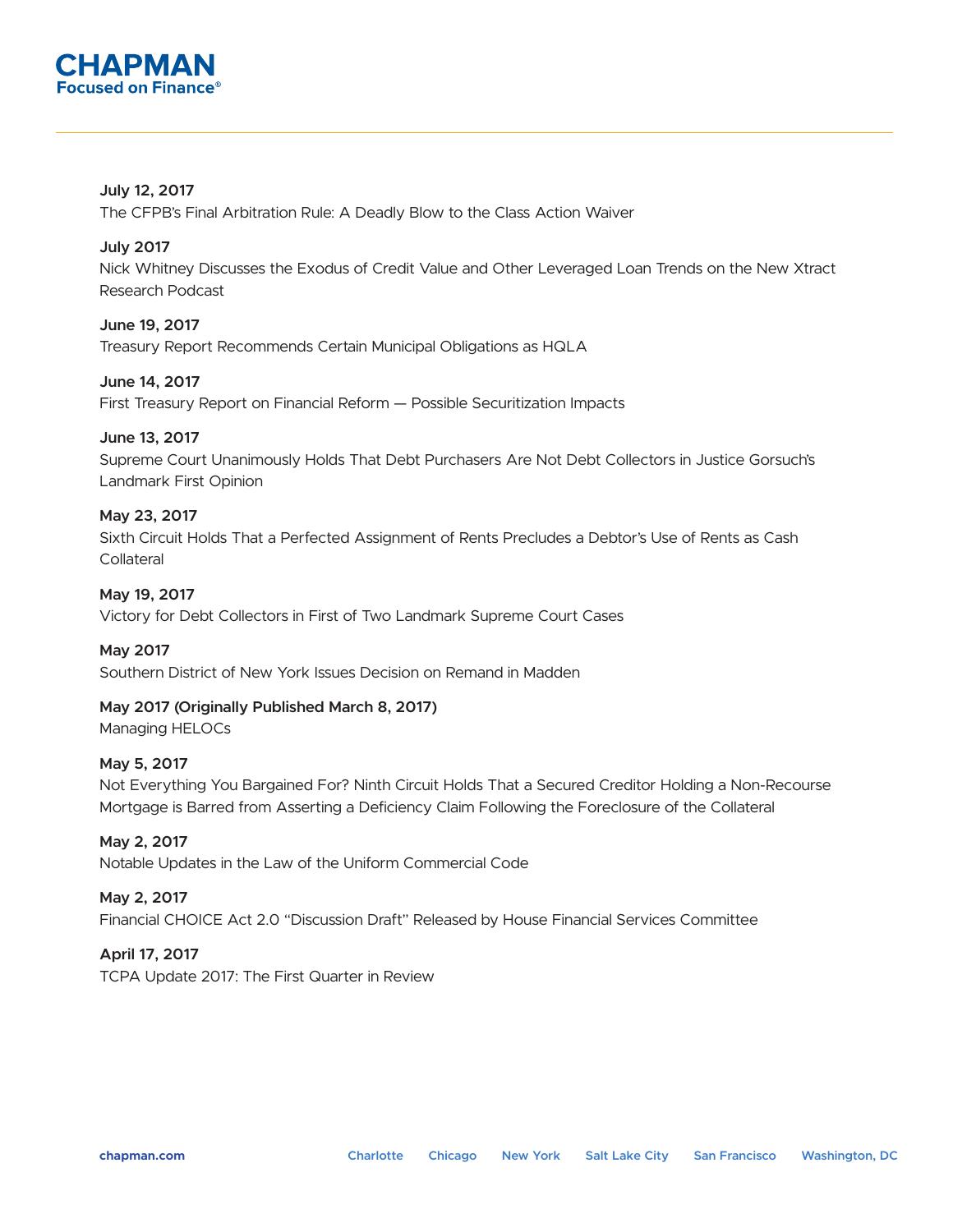**July 12, 2017**
The CFPB's Final Arbitration Rule: A Deadly Blow to the Class Action Waiver

**July 2017**
Nick Whitney Discusses the Exodus of Credit Value and Other Leveraged Loan Trends on the New Xtract Research Podcast

**June 19, 2017**
Treasury Report Recommends Certain Municipal Obligations as HQLA

**June 14, 2017**
First Treasury Report on Financial Reform — Possible Securitization Impacts

**June 13, 2017**
Supreme Court Unanimously Holds That Debt Purchasers Are Not Debt Collectors in Justice Gorsuch's Landmark First Opinion

**May 23, 2017**
Sixth Circuit Holds That a Perfected Assignment of Rents Precludes a Debtor's Use of Rents as Cash Collateral

**May 19, 2017**
Victory for Debt Collectors in First of Two Landmark Supreme Court Cases

**May 2017**
Southern District of New York Issues Decision on Remand in Madden

**May 2017 (Originally Published March 8, 2017)**
Managing HELOCs

**May 5, 2017**
Not Everything You Bargained For? Ninth Circuit Holds That a Secured Creditor Holding a Non-Recourse Mortgage is Barred from Asserting a Deficiency Claim Following the Foreclosure of the Collateral

**May 2, 2017**
Notable Updates in the Law of the Uniform Commercial Code

**May 2, 2017**
Financial CHOICE Act 2.0 "Discussion Draft" Released by House Financial Services Committee

**April 17, 2017**
TCPA Update 2017: The First Quarter in Review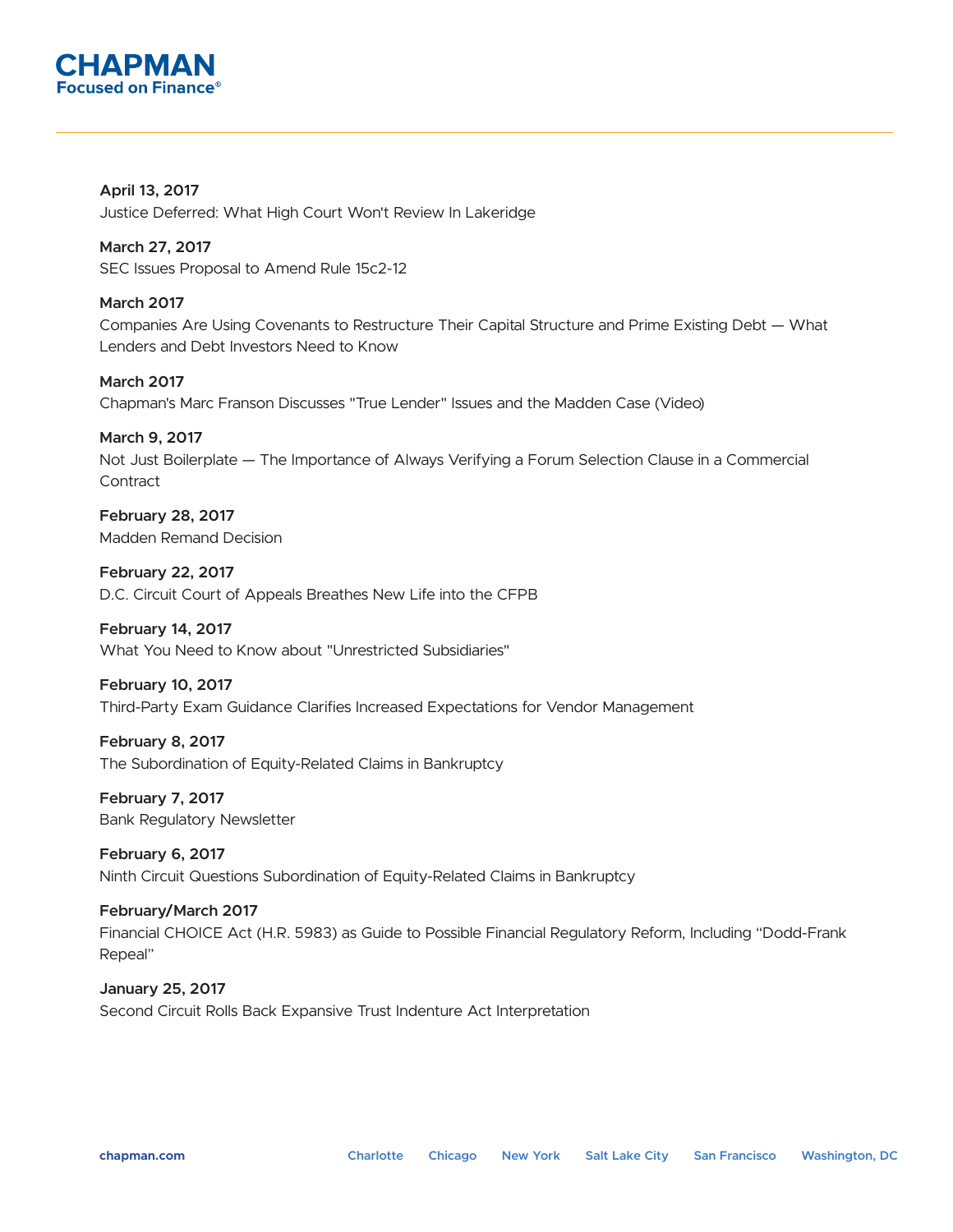**April 13, 2017**
Justice Deferred: What High Court Won't Review In Lakeridge

**March 27, 2017**
SEC Issues Proposal to Amend Rule 15c2-12

**March 2017**
Companies Are Using Covenants to Restructure Their Capital Structure and Prime Existing Debt — What Lenders and Debt Investors Need to Know

**March 2017**
Chapman's Marc Franson Discusses "True Lender" Issues and the Madden Case (Video)

**March 9, 2017**
Not Just Boilerplate — The Importance of Always Verifying a Forum Selection Clause in a Commercial Contract

**February 28, 2017**
Madden Remand Decision

**February 22, 2017**
D.C. Circuit Court of Appeals Breathes New Life into the CFPB

**February 14, 2017**
What You Need to Know about "Unrestricted Subsidiaries"

**February 10, 2017**
Third-Party Exam Guidance Clarifies Increased Expectations for Vendor Management

**February 8, 2017**
The Subordination of Equity-Related Claims in Bankruptcy

**February 7, 2017**
Bank Regulatory Newsletter

**February 6, 2017**
Ninth Circuit Questions Subordination of Equity-Related Claims in Bankruptcy

**February/March 2017**
Financial CHOICE Act (H.R. 5983) as Guide to Possible Financial Regulatory Reform, Including "Dodd-Frank Repeal"

**January 25, 2017**
Second Circuit Rolls Back Expansive Trust Indenture Act Interpretation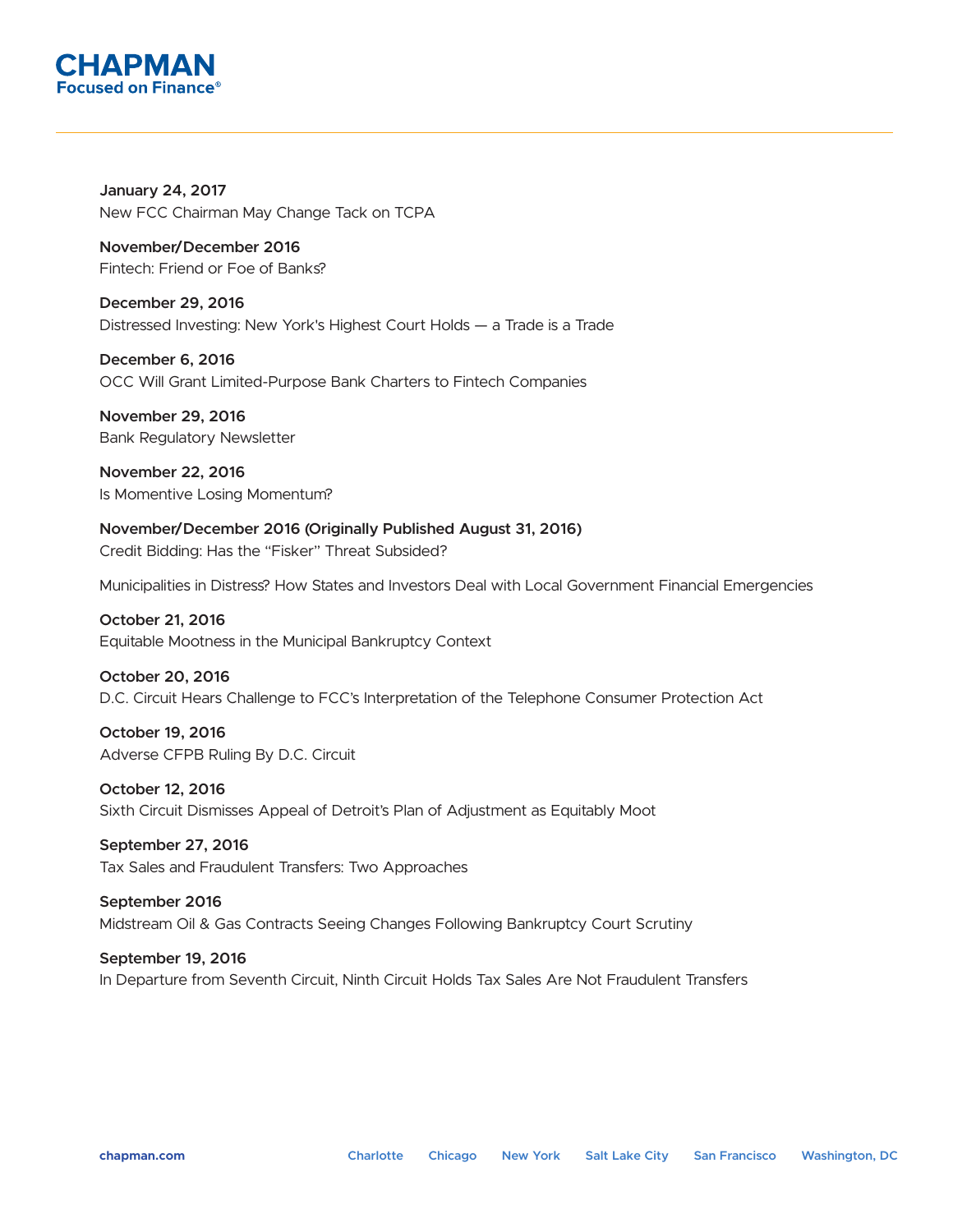**January 24, 2017**
New FCC Chairman May Change Tack on TCPA

**November/December 2016**
Fintech: Friend or Foe of Banks?

**December 29, 2016**
Distressed Investing: New York's Highest Court Holds — a Trade is a Trade

**December 6, 2016**
OCC Will Grant Limited-Purpose Bank Charters to Fintech Companies

**November 29, 2016**
Bank Regulatory Newsletter

**November 22, 2016**
Is Momentive Losing Momentum?

**November/December 2016 (Originally Published August 31, 2016)**
Credit Bidding: Has the "Fisker" Threat Subsided?

Municipalities in Distress? How States and Investors Deal with Local Government Financial Emergencies

**October 21, 2016**
Equitable Mootness in the Municipal Bankruptcy Context

**October 20, 2016**
D.C. Circuit Hears Challenge to FCC's Interpretation of the Telephone Consumer Protection Act

**October 19, 2016**
Adverse CFPB Ruling By D.C. Circuit

**October 12, 2016**
Sixth Circuit Dismisses Appeal of Detroit's Plan of Adjustment as Equitably Moot

**September 27, 2016**
Tax Sales and Fraudulent Transfers: Two Approaches

**September 2016**
Midstream Oil & Gas Contracts Seeing Changes Following Bankruptcy Court Scrutiny

**September 19, 2016**
In Departure from Seventh Circuit, Ninth Circuit Holds Tax Sales Are Not Fraudulent Transfers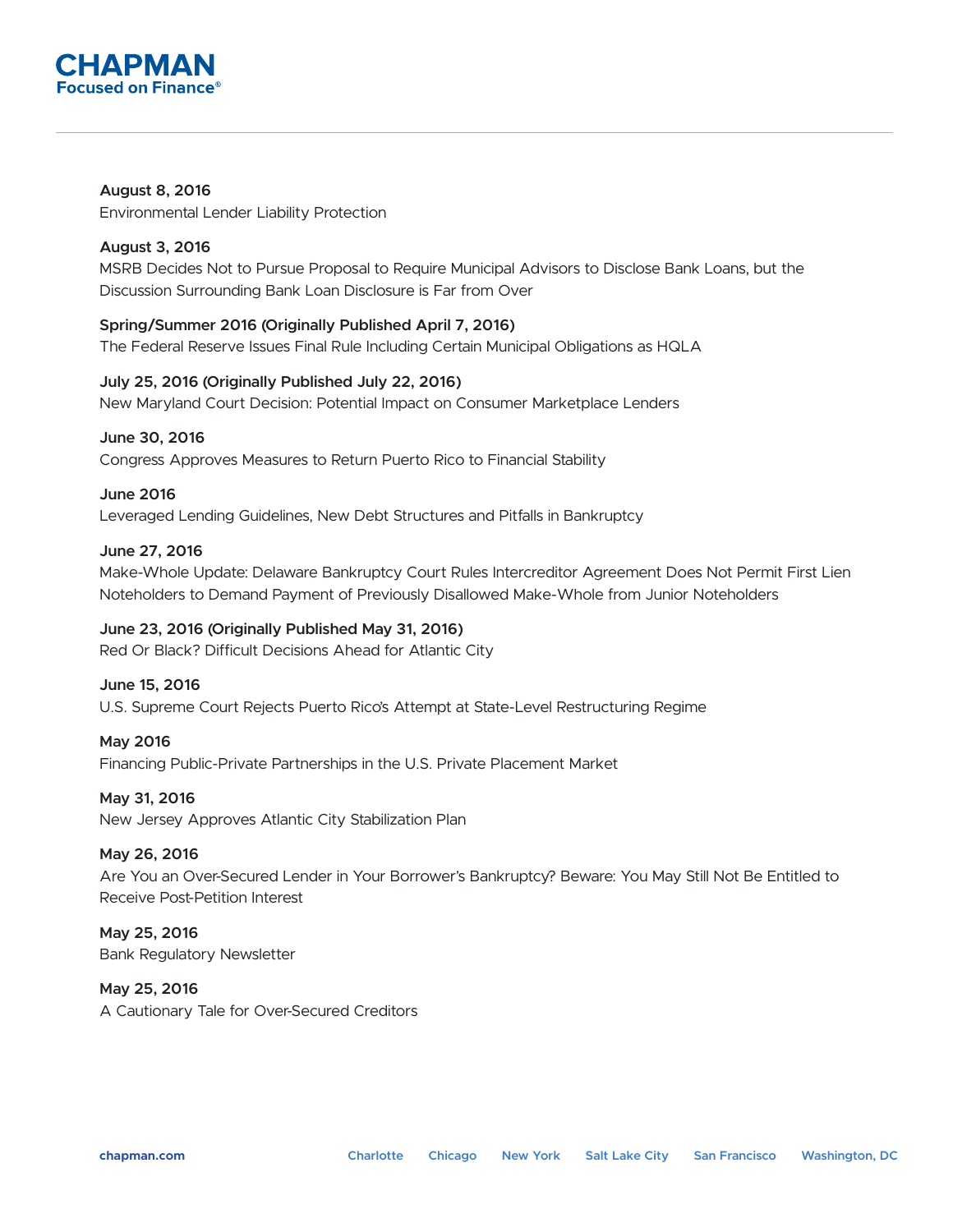**August 8, 2016**
Environmental Lender Liability Protection

**August 3, 2016**
MSRB Decides Not to Pursue Proposal to Require Municipal Advisors to Disclose Bank Loans, but the Discussion Surrounding Bank Loan Disclosure is Far from Over

**Spring/Summer 2016 (Originally Published April 7, 2016)**
The Federal Reserve Issues Final Rule Including Certain Municipal Obligations as HQLA

**July 25, 2016 (Originally Published July 22, 2016)**
New Maryland Court Decision: Potential Impact on Consumer Marketplace Lenders

**June 30, 2016**
Congress Approves Measures to Return Puerto Rico to Financial Stability

**June 2016**
Leveraged Lending Guidelines, New Debt Structures and Pitfalls in Bankruptcy

**June 27, 2016**
Make-Whole Update: Delaware Bankruptcy Court Rules Intercreditor Agreement Does Not Permit First Lien Noteholders to Demand Payment of Previously Disallowed Make-Whole from Junior Noteholders

**June 23, 2016 (Originally Published May 31, 2016)**
Red Or Black? Difficult Decisions Ahead for Atlantic City

**June 15, 2016**
U.S. Supreme Court Rejects Puerto Rico's Attempt at State-Level Restructuring Regime

**May 2016**
Financing Public-Private Partnerships in the U.S. Private Placement Market

**May 31, 2016**
New Jersey Approves Atlantic City Stabilization Plan

**May 26, 2016**
Are You an Over-Secured Lender in Your Borrower's Bankruptcy? Beware: You May Still Not Be Entitled to Receive Post-Petition Interest

**May 25, 2016**
Bank Regulatory Newsletter

**May 25, 2016**
A Cautionary Tale for Over-Secured Creditors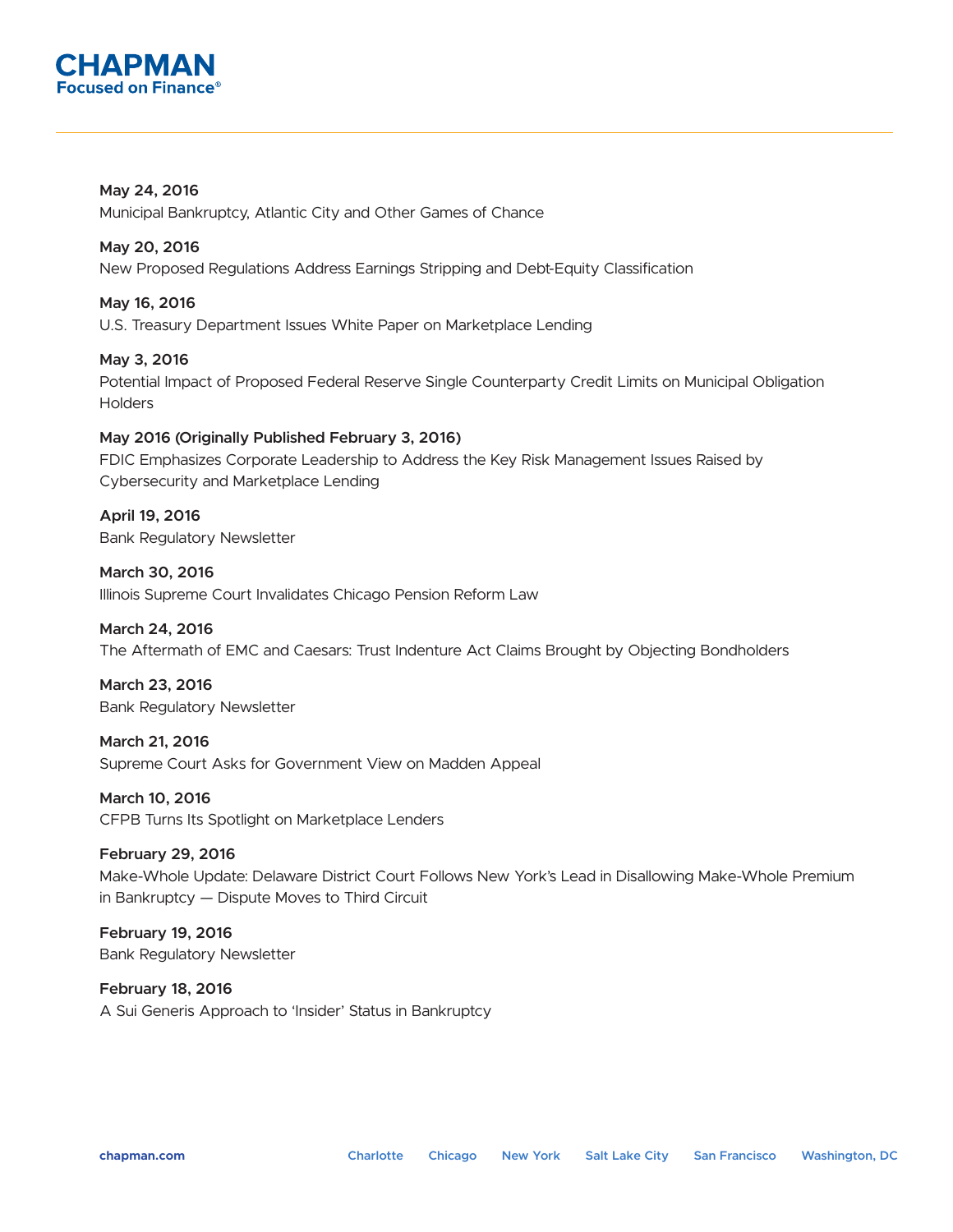**May 24, 2016**
Municipal Bankruptcy, Atlantic City and Other Games of Chance

**May 20, 2016**
New Proposed Regulations Address Earnings Stripping and Debt-Equity Classification

**May 16, 2016**
U.S. Treasury Department Issues White Paper on Marketplace Lending

**May 3, 2016**
Potential Impact of Proposed Federal Reserve Single Counterparty Credit Limits on Municipal Obligation Holders

**May 2016 (Originally Published February 3, 2016)**
FDIC Emphasizes Corporate Leadership to Address the Key Risk Management Issues Raised by Cybersecurity and Marketplace Lending

**April 19, 2016**
Bank Regulatory Newsletter

**March 30, 2016**
Illinois Supreme Court Invalidates Chicago Pension Reform Law

**March 24, 2016**
The Aftermath of EMC and Caesars: Trust Indenture Act Claims Brought by Objecting Bondholders

**March 23, 2016**
Bank Regulatory Newsletter

**March 21, 2016**
Supreme Court Asks for Government View on Madden Appeal

**March 10, 2016**
CFPB Turns Its Spotlight on Marketplace Lenders

**February 29, 2016**
Make-Whole Update: Delaware District Court Follows New York's Lead in Disallowing Make-Whole Premium in Bankruptcy — Dispute Moves to Third Circuit

**February 19, 2016**
Bank Regulatory Newsletter

**February 18, 2016**
A Sui Generis Approach to 'Insider' Status in Bankruptcy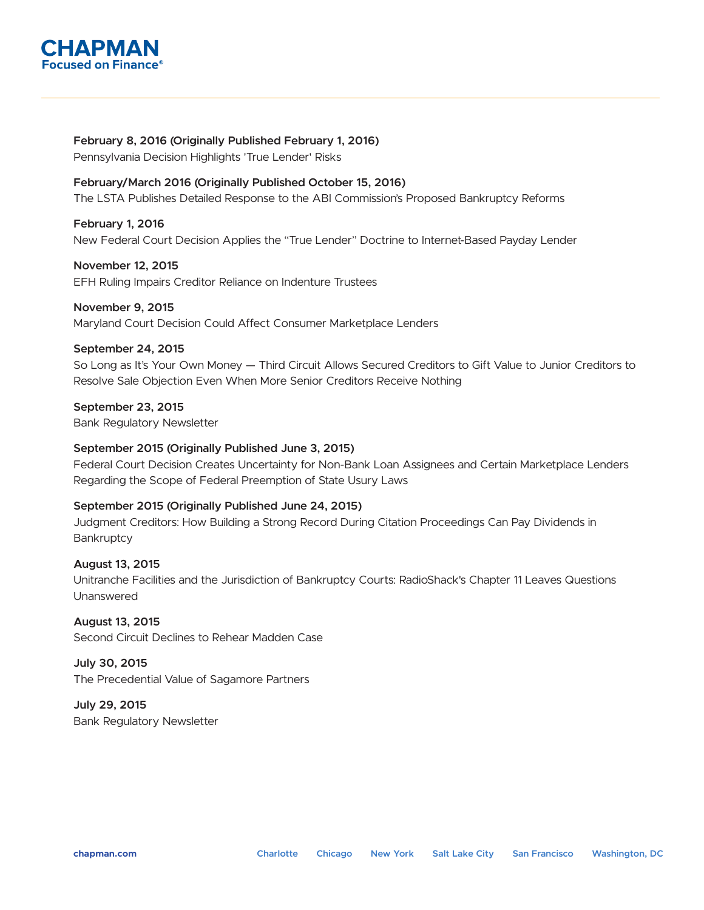**February 8, 2016 (Originally Published February 1, 2016)**
Pennsylvania Decision Highlights 'True Lender' Risks

**February/March 2016 (Originally Published October 15, 2016)**
The LSTA Publishes Detailed Response to the ABI Commission's Proposed Bankruptcy Reforms

**February 1, 2016**
New Federal Court Decision Applies the "True Lender" Doctrine to Internet-Based Payday Lender

**November 12, 2015**
EFH Ruling Impairs Creditor Reliance on Indenture Trustees

**November 9, 2015**
Maryland Court Decision Could Affect Consumer Marketplace Lenders

**September 24, 2015**
So Long as It's Your Own Money — Third Circuit Allows Secured Creditors to Gift Value to Junior Creditors to Resolve Sale Objection Even When More Senior Creditors Receive Nothing

**September 23, 2015**
Bank Regulatory Newsletter

**September 2015 (Originally Published June 3, 2015)**
Federal Court Decision Creates Uncertainty for Non-Bank Loan Assignees and Certain Marketplace Lenders Regarding the Scope of Federal Preemption of State Usury Laws

**September 2015 (Originally Published June 24, 2015)**
Judgment Creditors: How Building a Strong Record During Citation Proceedings Can Pay Dividends in Bankruptcy

**August 13, 2015**
Unitranche Facilities and the Jurisdiction of Bankruptcy Courts: RadioShack's Chapter 11 Leaves Questions Unanswered

**August 13, 2015**
Second Circuit Declines to Rehear Madden Case

**July 30, 2015**
The Precedential Value of Sagamore Partners

**July 29, 2015**
Bank Regulatory Newsletter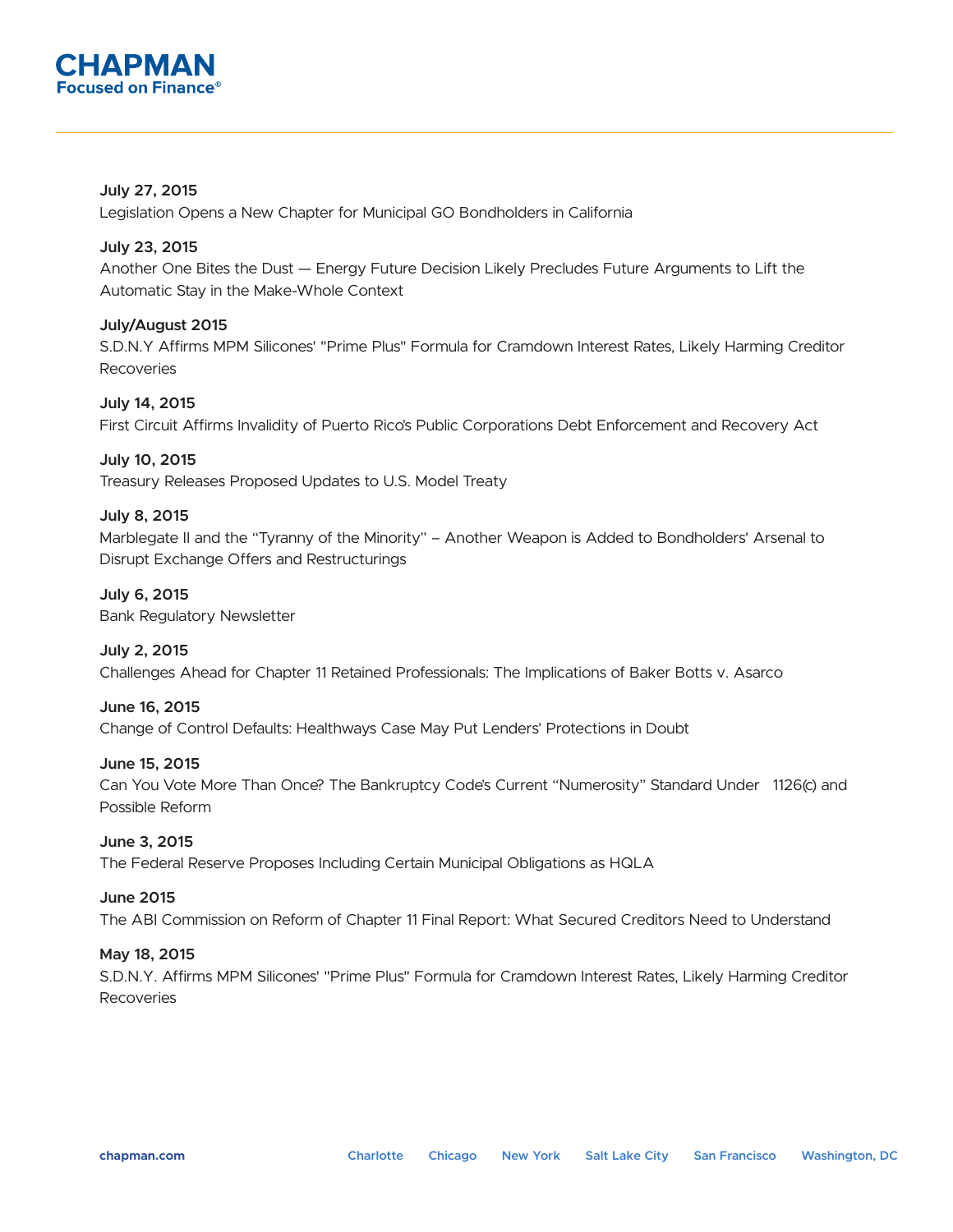**July 27, 2015**
Legislation Opens a New Chapter for Municipal GO Bondholders in California

**July 23, 2015**
Another One Bites the Dust — Energy Future Decision Likely Precludes Future Arguments to Lift the Automatic Stay in the Make-Whole Context

**July/August 2015**
S.D.N.Y Affirms MPM Silicones' "Prime Plus" Formula for Cramdown Interest Rates, Likely Harming Creditor Recoveries

**July 14, 2015**
First Circuit Affirms Invalidity of Puerto Rico's Public Corporations Debt Enforcement and Recovery Act

**July 10, 2015**
Treasury Releases Proposed Updates to U.S. Model Treaty

**July 8, 2015**
Marblegate II and the "Tyranny of the Minority" – Another Weapon is Added to Bondholders' Arsenal to Disrupt Exchange Offers and Restructurings

**July 6, 2015**
Bank Regulatory Newsletter

**July 2, 2015**
Challenges Ahead for Chapter 11 Retained Professionals: The Implications of Baker Botts v. Asarco

**June 16, 2015**
Change of Control Defaults: Healthways Case May Put Lenders' Protections in Doubt

**June 15, 2015**
Can You Vote More Than Once? The Bankruptcy Code's Current "Numerosity" Standard Under 1126(c) and Possible Reform

**June 3, 2015**
The Federal Reserve Proposes Including Certain Municipal Obligations as HQLA

**June 2015**
The ABI Commission on Reform of Chapter 11 Final Report: What Secured Creditors Need to Understand

**May 18, 2015**
S.D.N.Y. Affirms MPM Silicones' "Prime Plus" Formula for Cramdown Interest Rates, Likely Harming Creditor Recoveries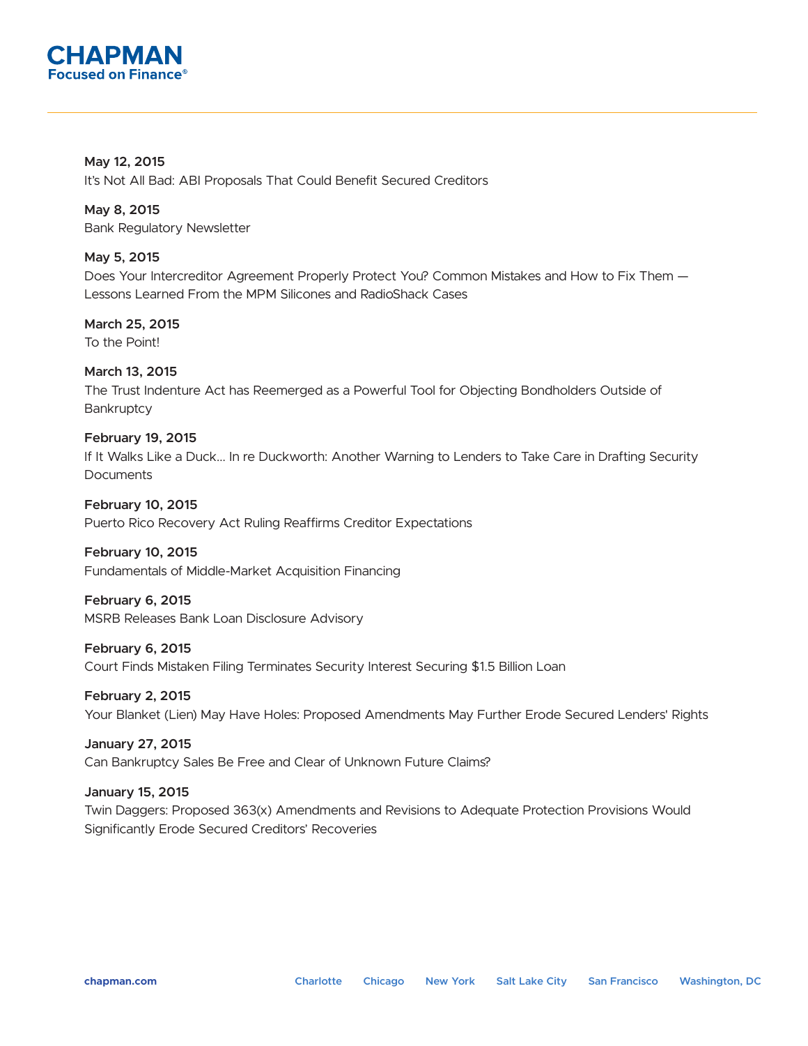**May 12, 2015**
It's Not All Bad: ABI Proposals That Could Benefit Secured Creditors

**May 8, 2015**
Bank Regulatory Newsletter

**May 5, 2015**
Does Your Intercreditor Agreement Properly Protect You? Common Mistakes and How to Fix Them — Lessons Learned From the MPM Silicones and RadioShack Cases

**March 25, 2015**
To the Point!

**March 13, 2015**
The Trust Indenture Act has Reemerged as a Powerful Tool for Objecting Bondholders Outside of Bankruptcy

**February 19, 2015**
If It Walks Like a Duck... In re Duckworth: Another Warning to Lenders to Take Care in Drafting Security Documents

**February 10, 2015**
Puerto Rico Recovery Act Ruling Reaffirms Creditor Expectations

**February 10, 2015**
Fundamentals of Middle-Market Acquisition Financing

**February 6, 2015**
MSRB Releases Bank Loan Disclosure Advisory

**February 6, 2015**
Court Finds Mistaken Filing Terminates Security Interest Securing $1.5 Billion Loan

**February 2, 2015**
Your Blanket (Lien) May Have Holes: Proposed Amendments May Further Erode Secured Lenders' Rights

**January 27, 2015**
Can Bankruptcy Sales Be Free and Clear of Unknown Future Claims?

**January 15, 2015**
Twin Daggers: Proposed 363(x) Amendments and Revisions to Adequate Protection Provisions Would Significantly Erode Secured Creditors' Recoveries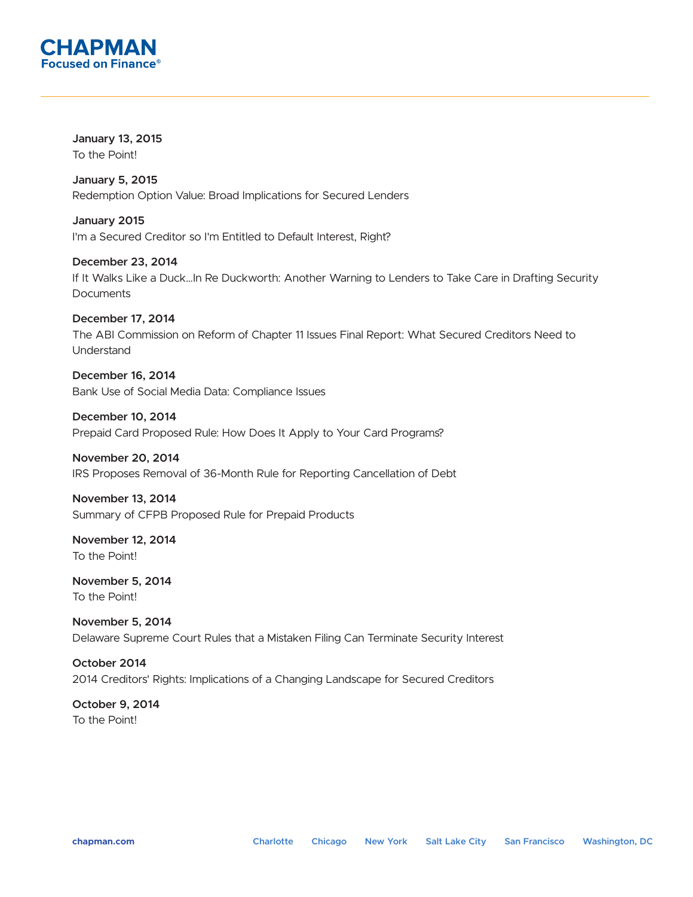**January 13, 2015**
To the Point!

**January 5, 2015**
Redemption Option Value: Broad Implications for Secured Lenders

**January 2015**
I'm a Secured Creditor so I'm Entitled to Default Interest, Right?

**December 23, 2014**
If It Walks Like a Duck...In Re Duckworth: Another Warning to Lenders to Take Care in Drafting Security Documents

**December 17, 2014**
The ABI Commission on Reform of Chapter 11 Issues Final Report: What Secured Creditors Need to Understand

**December 16, 2014**
Bank Use of Social Media Data: Compliance Issues

**December 10, 2014**
Prepaid Card Proposed Rule: How Does It Apply to Your Card Programs?

**November 20, 2014**
IRS Proposes Removal of 36-Month Rule for Reporting Cancellation of Debt

**November 13, 2014**
Summary of CFPB Proposed Rule for Prepaid Products

**November 12, 2014**
To the Point!

**November 5, 2014**
To the Point!

**November 5, 2014**
Delaware Supreme Court Rules that a Mistaken Filing Can Terminate Security Interest

**October 2014**
2014 Creditors' Rights: Implications of a Changing Landscape for Secured Creditors

**October 9, 2014**
To the Point!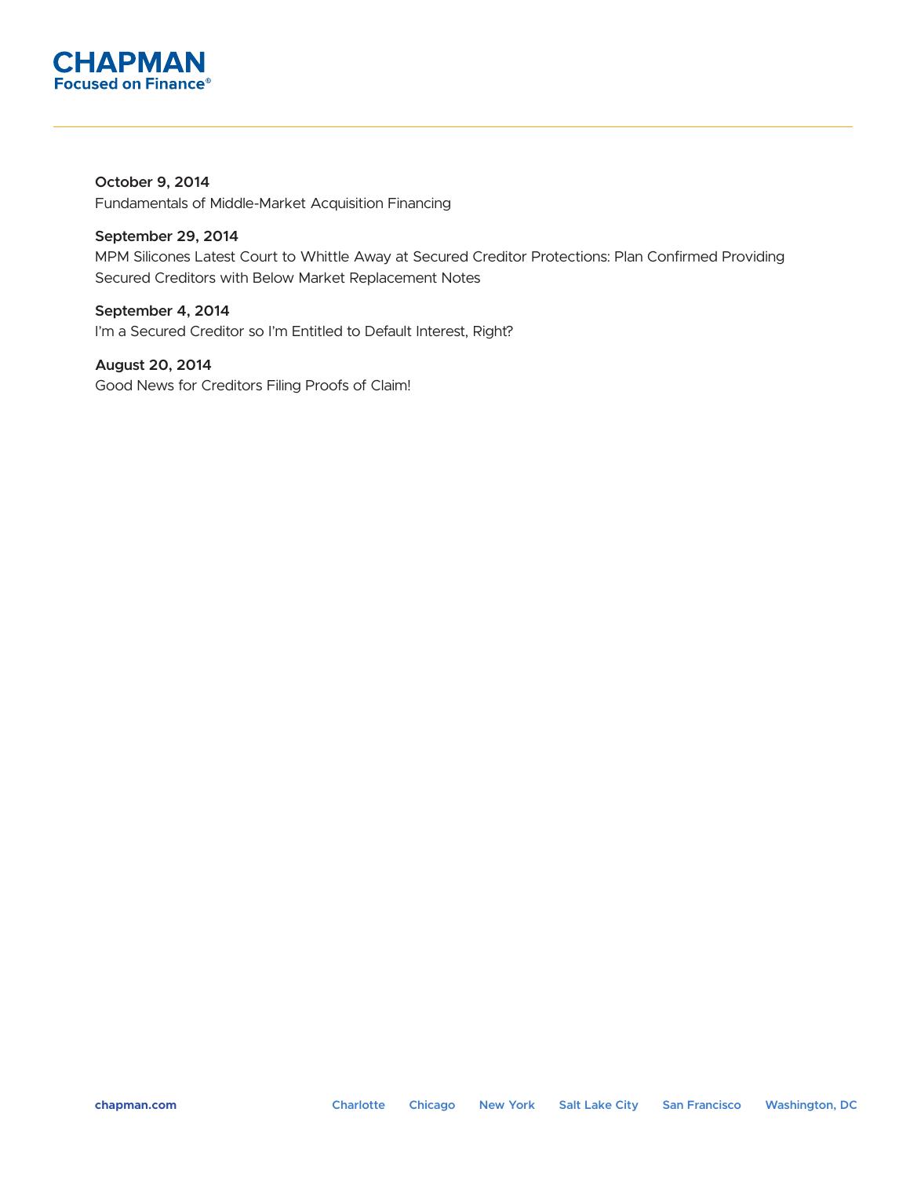**October 9, 2014**
Fundamentals of Middle-Market Acquisition Financing

**September 29, 2014**
MPM Silicones Latest Court to Whittle Away at Secured Creditor Protections: Plan Confirmed Providing Secured Creditors with Below Market Replacement Notes

**September 4, 2014**
I'm a Secured Creditor so I'm Entitled to Default Interest, Right?

**August 20, 2014**
Good News for Creditors Filing Proofs of Claim!